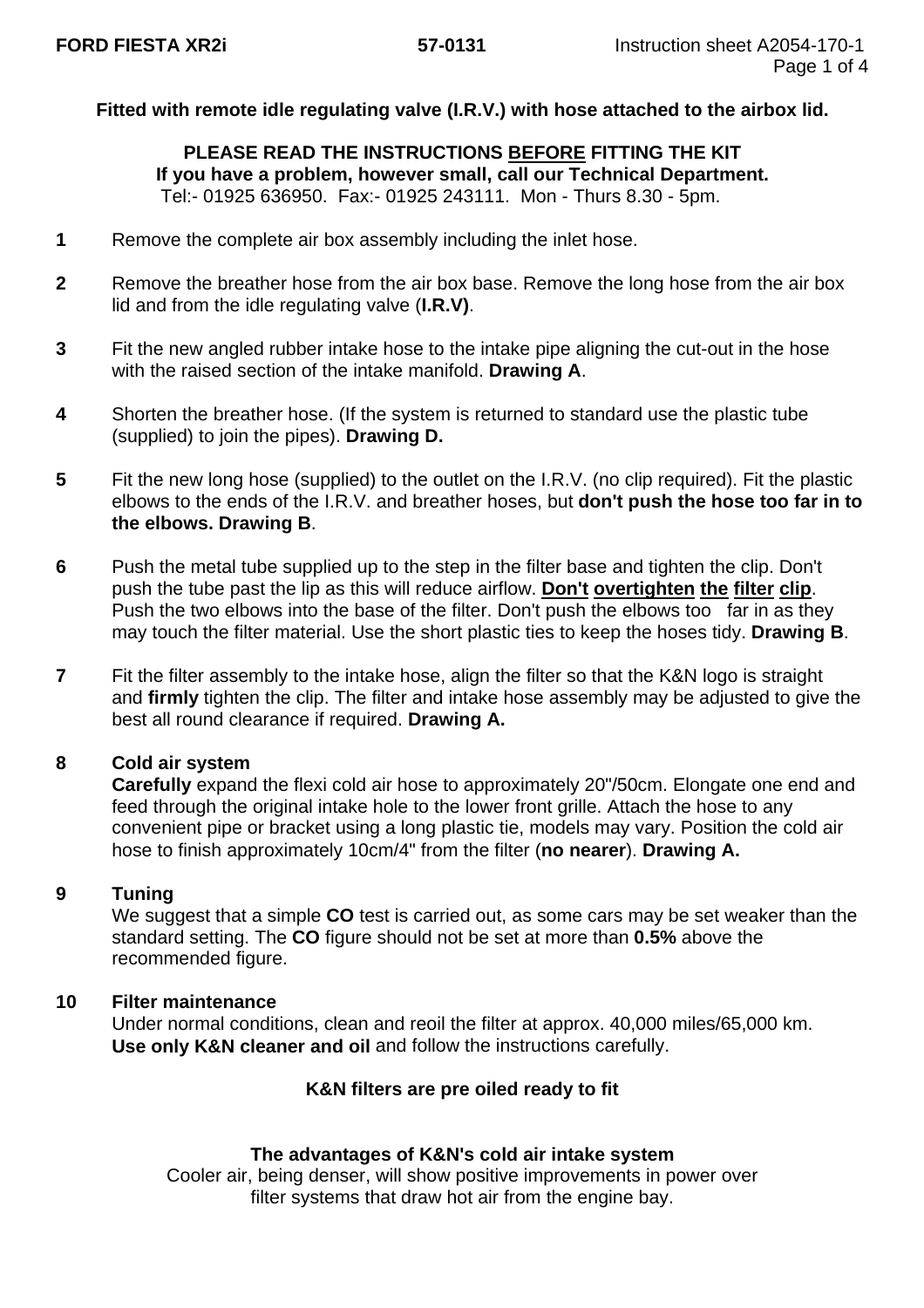**FORD FIESTA XR2i** **57-0131** Instruction sheet A2054-170-1

**Fitted with remote idle regulating valve (I.R.V.) with hose attached to the airbox lid.**

**PLEASE READ THE INSTRUCTIONS BEFORE FITTING THE KIT**
**If you have a problem, however small, call our Technical Department.**
Tel:- 01925 636950. Fax:- 01925 243111. Mon - Thurs 8.30 - 5pm.

**1** Remove the complete air box assembly including the inlet hose.

**2** Remove the breather hose from the air box base. Remove the long hose from the air box lid and from the idle regulating valve (**I.R.V)**.

**3** Fit the new angled rubber intake hose to the intake pipe aligning the cut-out in the hose with the raised section of the intake manifold. **Drawing A**.

**4** Shorten the breather hose. (If the system is returned to standard use the plastic tube (supplied) to join the pipes). **Drawing D.**

**5** Fit the new long hose (supplied) to the outlet on the I.R.V. (no clip required). Fit the plastic elbows to the ends of the I.R.V. and breather hoses, but **don't push the hose too far in to the elbows. Drawing B**.

**6** Push the metal tube supplied up to the step in the filter base and tighten the clip. Don't push the tube past the lip as this will reduce airflow. **Don't overtighten the filter clip**. Push the two elbows into the base of the filter. Don't push the elbows too far in as they may touch the filter material. Use the short plastic ties to keep the hoses tidy. **Drawing B**.

**7** Fit the filter assembly to the intake hose, align the filter so that the K&N logo is straight and **firmly** tighten the clip. The filter and intake hose assembly may be adjusted to give the best all round clearance if required. **Drawing A.**

**8 Cold air system**
**Carefully** expand the flexi cold air hose to approximately 20"/50cm. Elongate one end and feed through the original intake hole to the lower front grille. Attach the hose to any convenient pipe or bracket using a long plastic tie, models may vary. Position the cold air hose to finish approximately 10cm/4" from the filter (**no nearer**). **Drawing A.**

**9 Tuning**
We suggest that a simple **CO** test is carried out, as some cars may be set weaker than the standard setting. The **CO** figure should not be set at more than **0.5%** above the recommended figure.

**10 Filter maintenance**
Under normal conditions, clean and reoil the filter at approx. 40,000 miles/65,000 km. **Use only K&N cleaner and oil** and follow the instructions carefully.

**K&N filters are pre oiled ready to fit**

**The advantages of K&N's cold air intake system**
Cooler air, being denser, will show positive improvements in power over filter systems that draw hot air from the engine bay.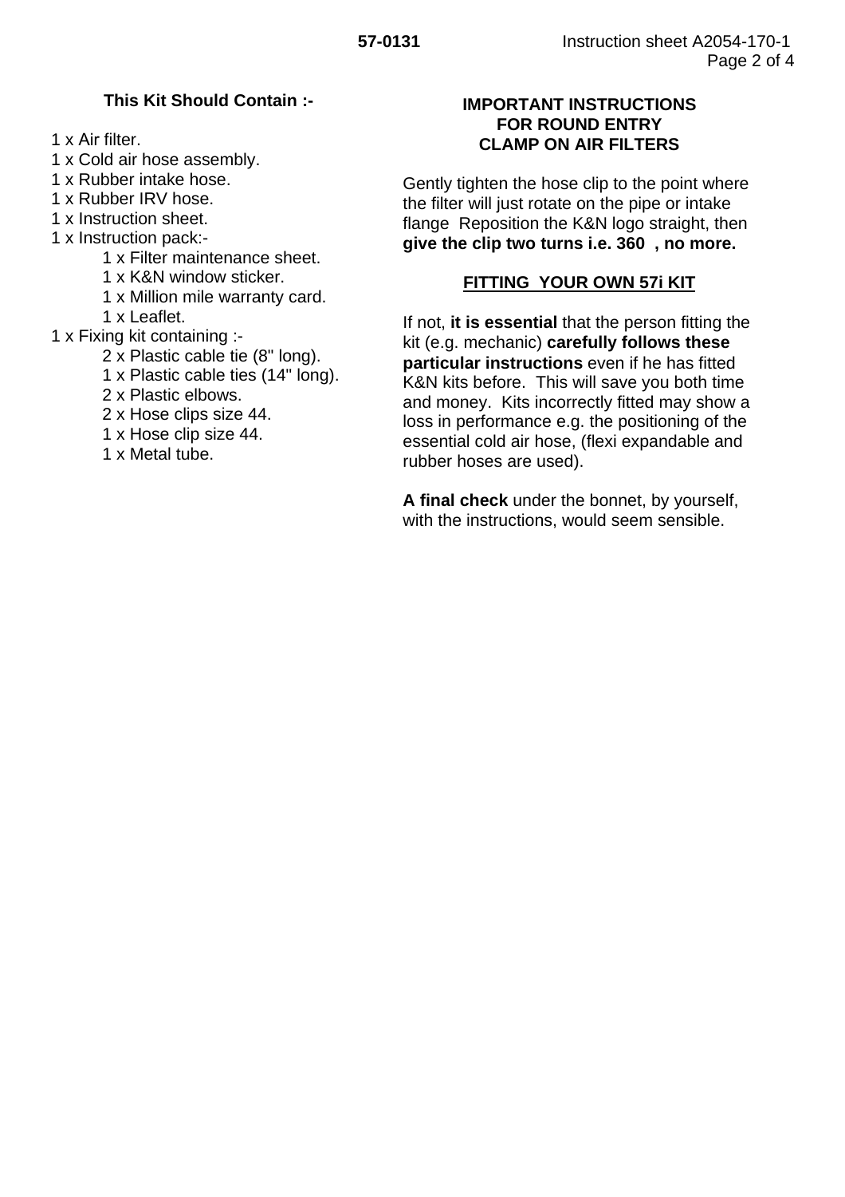### This Kit Should Contain :-

1 x Air filter.
1 x Cold air hose assembly.
1 x Rubber intake hose.
1 x Rubber IRV hose.
1 x Instruction sheet.
1 x Instruction pack:-
    1 x Filter maintenance sheet.
    1 x K&N window sticker.
    1 x Million mile warranty card.
    1 x Leaflet.
1 x Fixing kit containing :-
    2 x Plastic cable tie (8" long).
    1 x Plastic cable ties (14" long).
    2 x Plastic elbows.
    2 x Hose clips size 44.
    1 x Hose clip size 44.
    1 x Metal tube.

### IMPORTANT INSTRUCTIONS FOR ROUND ENTRY CLAMP ON AIR FILTERS

Gently tighten the hose clip to the point where the filter will just rotate on the pipe or intake flange Reposition the K&N logo straight, then **give the clip two turns i.e. 360 , no more.**

### FITTING YOUR OWN 57i KIT

If not, **it is essential** that the person fitting the kit (e.g. mechanic) **carefully follows these particular instructions** even if he has fitted K&N kits before. This will save you both time and money. Kits incorrectly fitted may show a loss in performance e.g. the positioning of the essential cold air hose, (flexi expandable and rubber hoses are used).

**A final check** under the bonnet, by yourself, with the instructions, would seem sensible.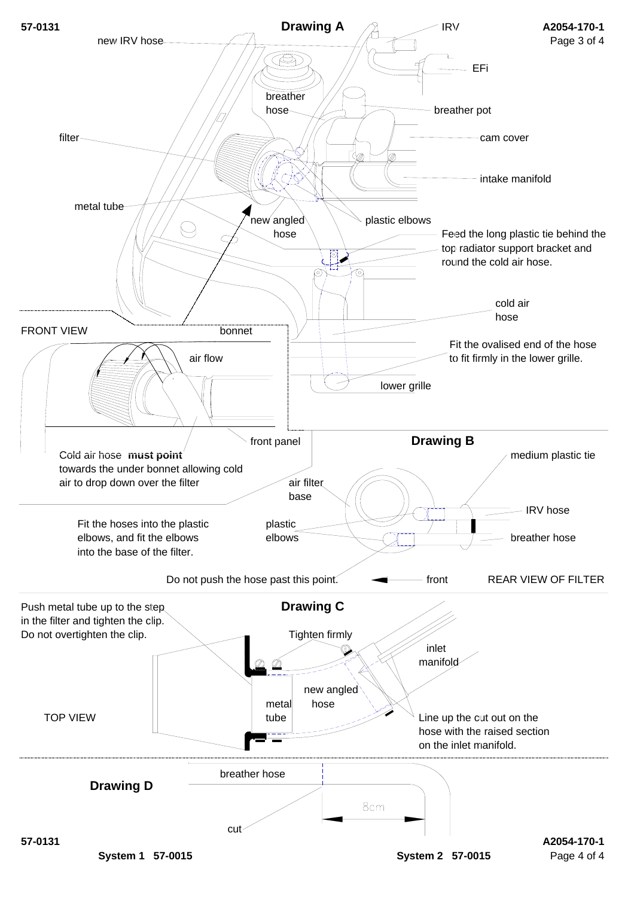## Drawing A

new IRV hose

IRV

EFi

breather hose

breather pot

filter

cam cover

intake manifold

metal tube

new angled hose

plastic elbows

Feed the long plastic tie behind the top radiator support bracket and round the cold air hose.

cold air hose

FRONT VIEW

bonnet

air flow

Fit the ovalised end of the hose to fit firmly in the lower grille.

lower grille

front panel

Cold air hose **must point** towards the under bonnet allowing cold air to drop down over the filter

## Drawing B

medium plastic tie

air filter base

IRV hose

Fit the hoses into the plastic elbows, and fit the elbows into the base of the filter.

plastic elbows

breather hose

Do not push the hose past this point.

front

REAR VIEW OF FILTER

## Drawing C

Push metal tube up to the step in the filter and tighten the clip. Do not overtighten the clip.

Tighten firmly

inlet manifold

new angled hose

TOP VIEW

metal tube

Line up the cut out on the hose with the raised section on the inlet manifold.

## Drawing D

breather hose

8cm

cut

System 1 57-0015

System 2 57-0015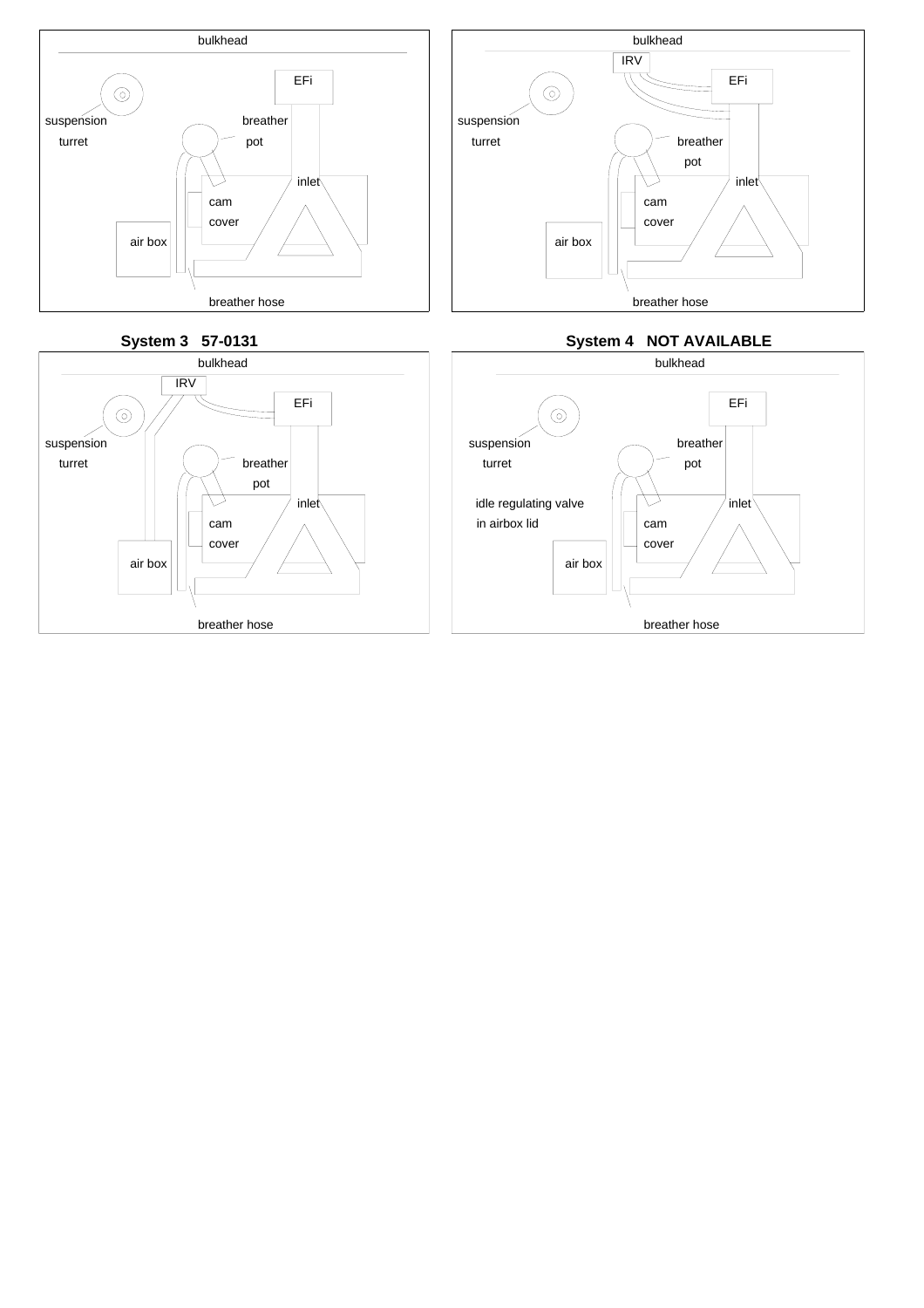bulkhead

EFi

suspension

turret

breather

pot

inlet

cam

cover

air box

breather hose

bulkhead

IRV

EFi

suspension

turret

breather

pot

inlet

cam

cover

air box

breather hose

**System 3 57-0131**

bulkhead

IRV

EFi

suspension

turret

breather

pot

inlet

cam

cover

air box

breather hose

**System 4 NOT AVAILABLE**

bulkhead

EFi

suspension

turret

breather

pot

idle regulating valve

in airbox lid

inlet

cam

cover

air box

breather hose